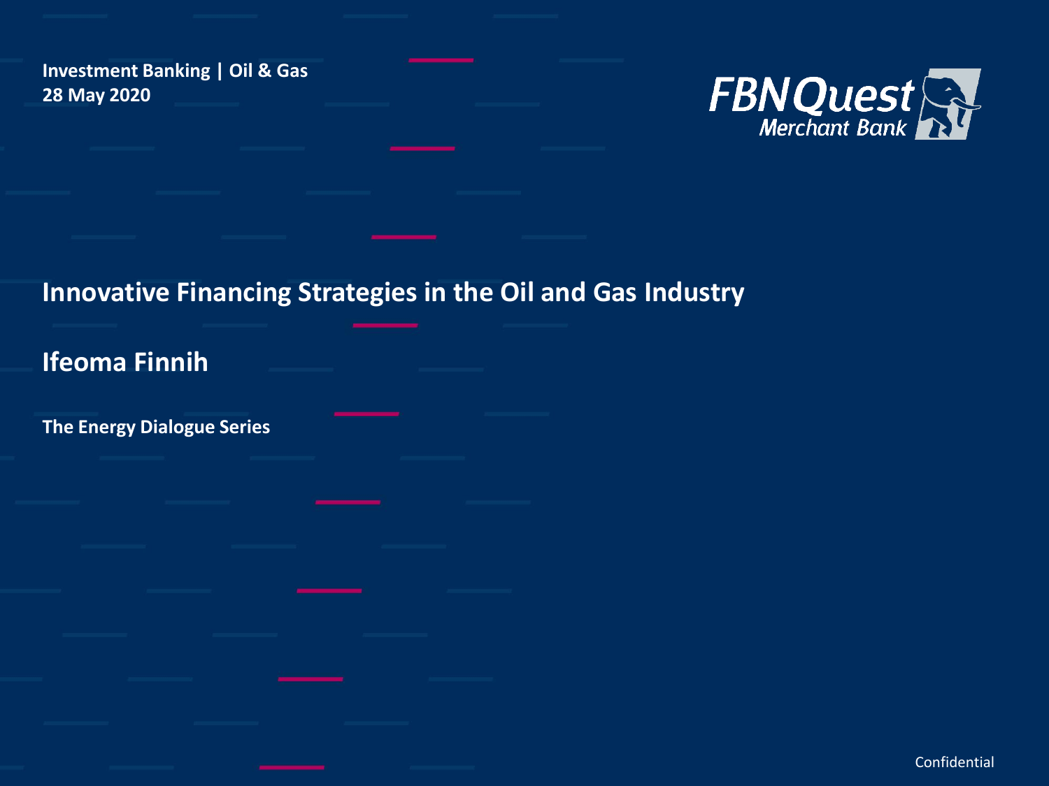**Investment Banking | Oil & Gas**
**28 May 2020**

FBNQuest Merchant Bank

# Innovative Financing Strategies in the Oil and Gas Industry

## Ifeoma Finnih

**The Energy Dialogue Series**

Confidential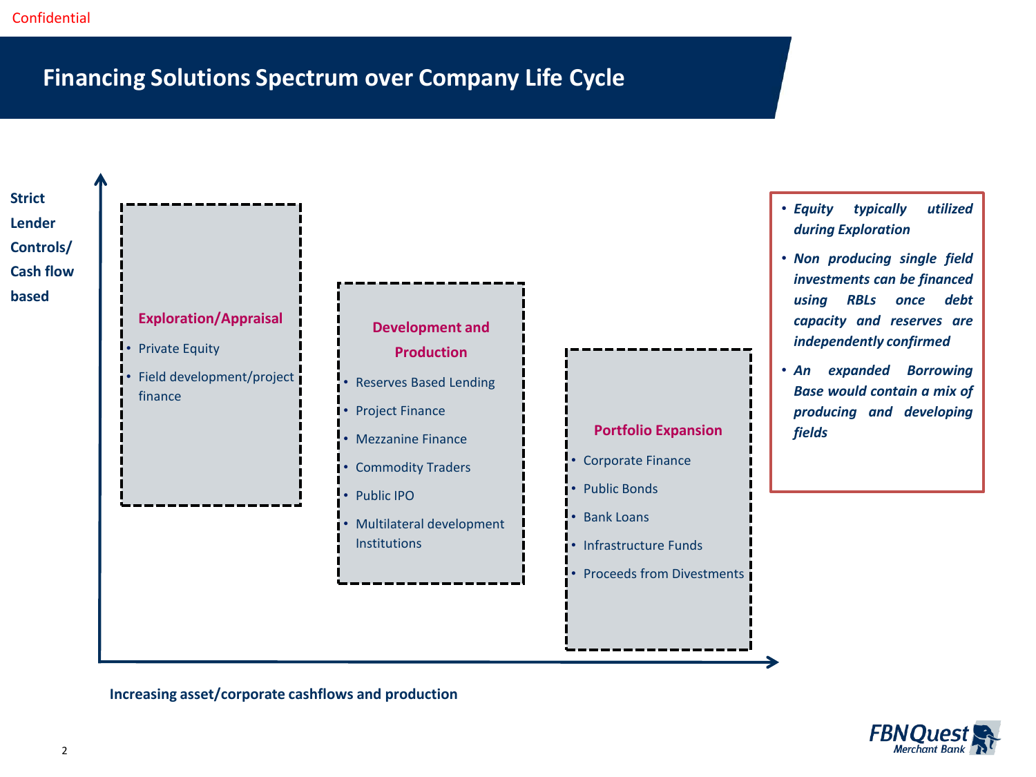Confidential

# Financing Solutions Spectrum over Company Life Cycle

**Strict Lender Controls/ Cash flow based**

### Exploration/Appraisal

- Private Equity
- Field development/project finance

### Development and Production

- Reserves Based Lending
- Project Finance
- Mezzanine Finance
- Commodity Traders
- Public IPO
- Multilateral development Institutions

### Portfolio Expansion

- Corporate Finance
- Public Bonds
- Bank Loans
- Infrastructure Funds
- Proceeds from Divestments

**Increasing asset/corporate cashflows and production**

- ***Equity typically utilized during Exploration***
- ***Non producing single field investments can be financed using RBLs once debt capacity and reserves are independently confirmed***
- ***An expanded Borrowing Base would contain a mix of producing and developing fields***

FBNQuest Merchant Bank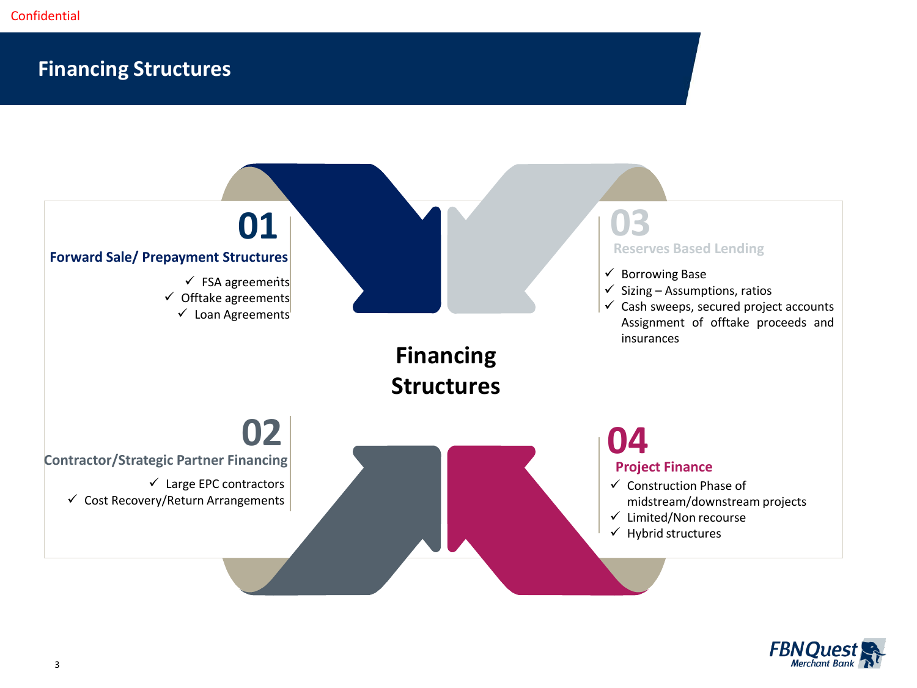# Financing Structures

## Financing Structures

### 01 Forward Sale/ Prepayment Structures

- FSA agreements
- Offtake agreements
- Loan Agreements

### 02 Contractor/Strategic Partner Financing

- Large EPC contractors
- Cost Recovery/Return Arrangements

### 03 Reserves Based Lending

- Borrowing Base
- Sizing – Assumptions, ratios
- Cash sweeps, secured project accounts Assignment of offtake proceeds and insurances

### 04 Project Finance

- Construction Phase of midstream/downstream projects
- Limited/Non recourse
- Hybrid structures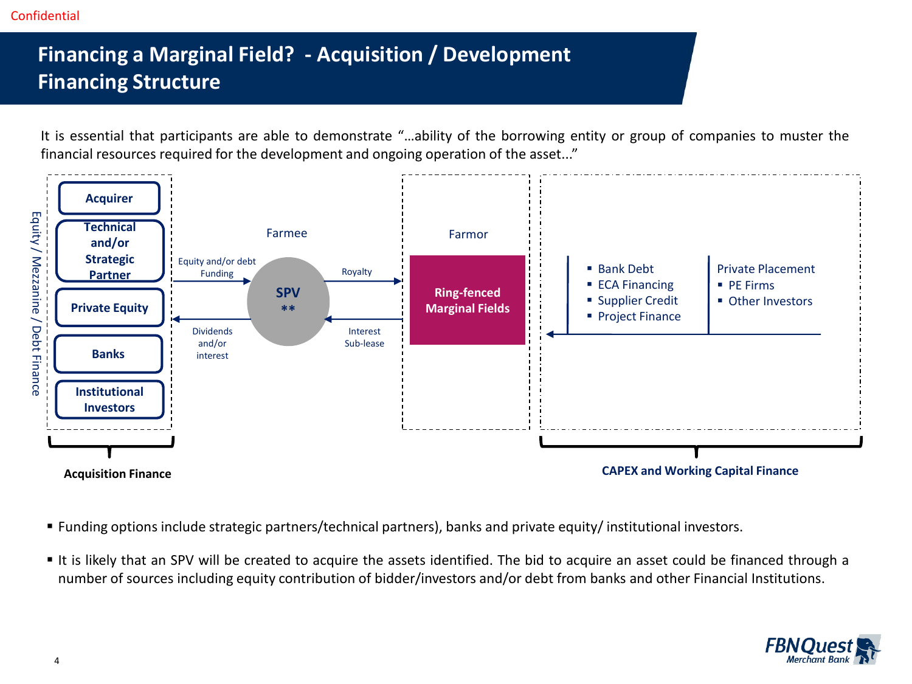Confidential

# Financing a Marginal Field? - Acquisition / Development Financing Structure

It is essential that participants are able to demonstrate "…ability of the borrowing entity or group of companies to muster the financial resources required for the development and ongoing operation of the asset..."

**Equity / Mezzanine / Debt Finance**

- **Acquirer**
- **Technical and/or Strategic Partner**
- **Private Equity**
- **Banks**
- **Institutional Investors**

**Acquisition Finance**

Equity and/or debt Funding → **SPV \*\*** (Farmee)

Dividends and/or interest ←

SPV → Royalty → **Ring-fenced Marginal Fields** (Farmor)

Interest Sub-lease ←

- Bank Debt
- ECA Financing
- Supplier Credit
- Project Finance

Private Placement

- PE Firms
- Other Investors

**CAPEX and Working Capital Finance**

- Funding options include strategic partners/technical partners), banks and private equity/ institutional investors.
- It is likely that an SPV will be created to acquire the assets identified. The bid to acquire an asset could be financed through a number of sources including equity contribution of bidder/investors and/or debt from banks and other Financial Institutions.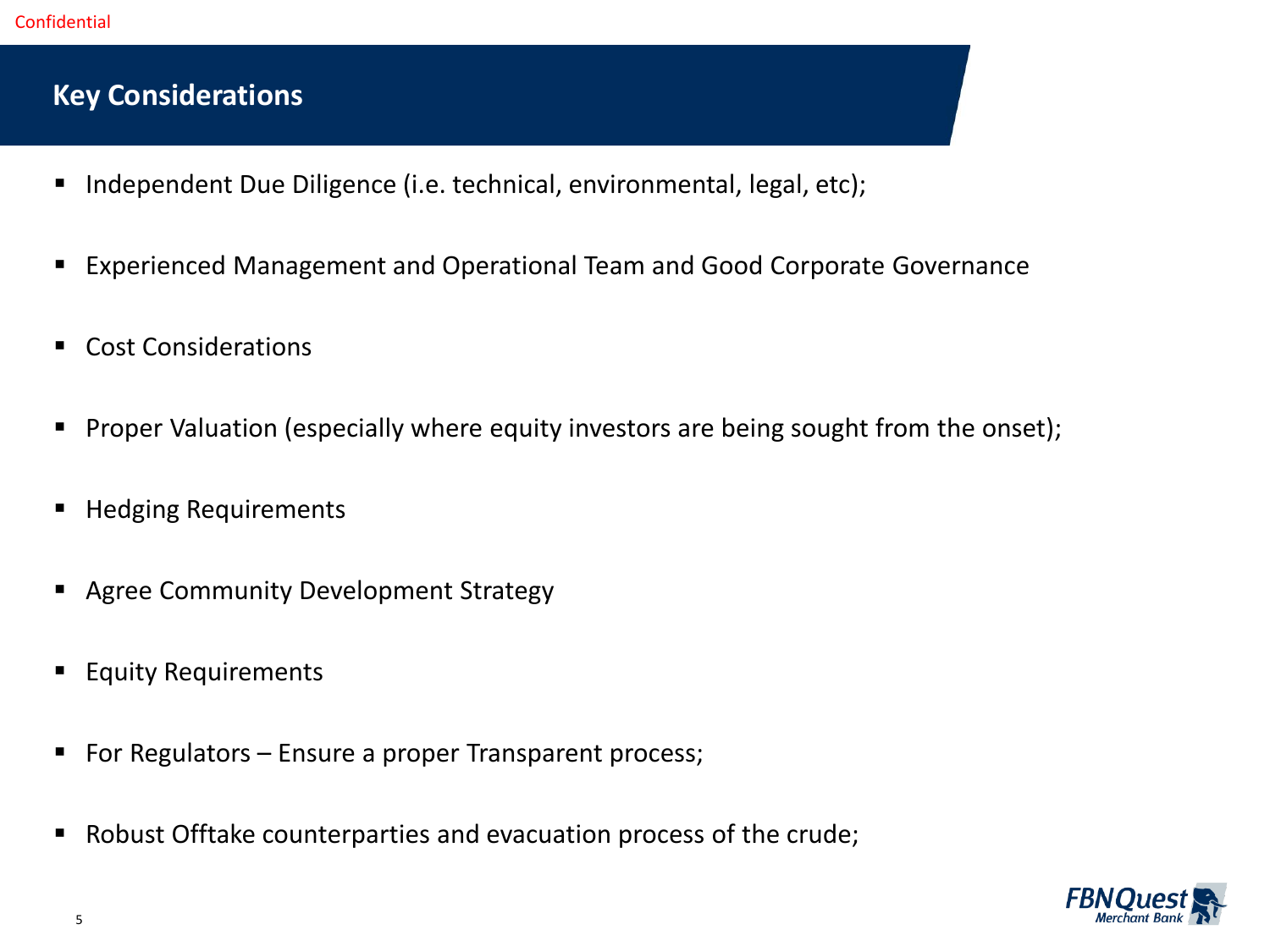## Key Considerations

- Independent Due Diligence (i.e. technical, environmental, legal, etc);
- Experienced Management and Operational Team and Good Corporate Governance
- Cost Considerations
- Proper Valuation (especially where equity investors are being sought from the onset);
- Hedging Requirements
- Agree Community Development Strategy
- Equity Requirements
- For Regulators – Ensure a proper Transparent process;
- Robust Offtake counterparties and evacuation process of the crude;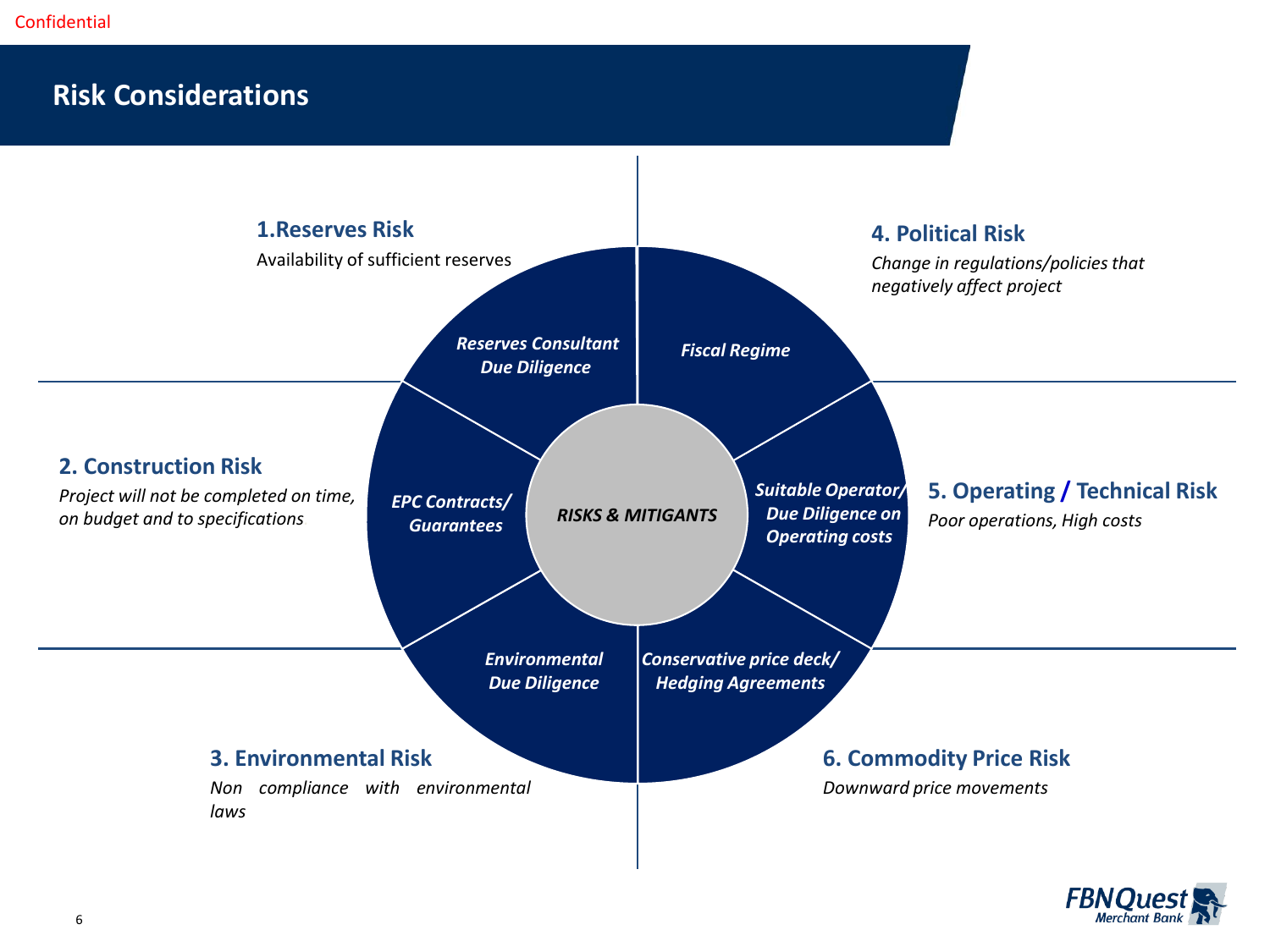## Risk Considerations

### 1. Reserves Risk

Availability of sufficient reserves

*Mitigant: Reserves Consultant Due Diligence*

### 2. Construction Risk

*Project will not be completed on time, on budget and to specifications*

*Mitigant: EPC Contracts/ Guarantees*

### 3. Environmental Risk

*Non compliance with environmental laws*

*Mitigant: Environmental Due Diligence*

### 4. Political Risk

*Change in regulations/policies that negatively affect project*

*Mitigant: Fiscal Regime*

### 5. Operating / Technical Risk

*Poor operations, High costs*

*Mitigant: Suitable Operator/ Due Diligence on Operating costs*

### 6. Commodity Price Risk

*Downward price movements*

*Mitigant: Conservative price deck/ Hedging Agreements*

*RISKS & MITIGANTS*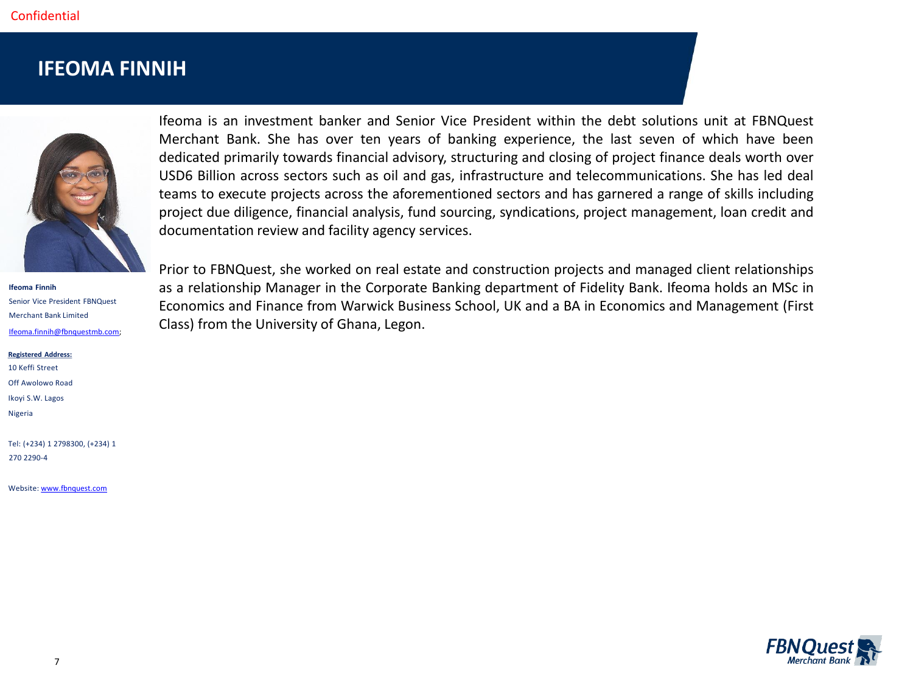Confidential

# IFEOMA FINNIH

Ifeoma is an investment banker and Senior Vice President within the debt solutions unit at FBNQuest Merchant Bank. She has over ten years of banking experience, the last seven of which have been dedicated primarily towards financial advisory, structuring and closing of project finance deals worth over USD6 Billion across sectors such as oil and gas, infrastructure and telecommunications. She has led deal teams to execute projects across the aforementioned sectors and has garnered a range of skills including project due diligence, financial analysis, fund sourcing, syndications, project management, loan credit and documentation review and facility agency services.

Prior to FBNQuest, she worked on real estate and construction projects and managed client relationships as a relationship Manager in the Corporate Banking department of Fidelity Bank. Ifeoma holds an MSc in Economics and Finance from Warwick Business School, UK and a BA in Economics and Management (First Class) from the University of Ghana, Legon.

**Ifeoma Finnih**
Senior Vice President FBNQuest Merchant Bank Limited
Ifeoma.finnih@fbnquestmb.com;

**Registered Address:**
10 Keffi Street
Off Awolowo Road
Ikoyi S.W. Lagos
Nigeria

Tel: (+234) 1 2798300, (+234) 1 270 2290-4

Website: www.fbnquest.com

FBNQuest Merchant Bank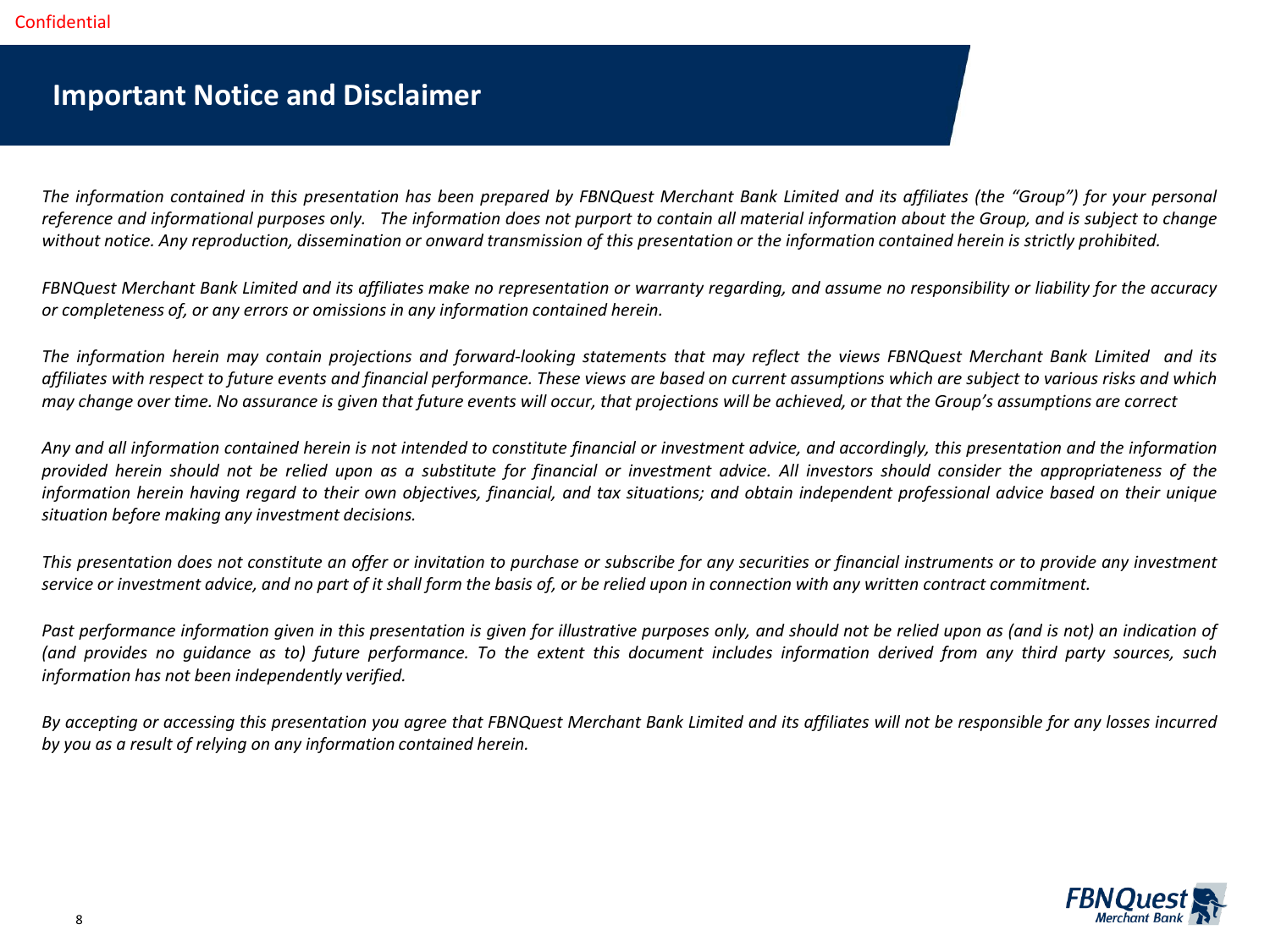Confidential

# Important Notice and Disclaimer

*The information contained in this presentation has been prepared by FBNQuest Merchant Bank Limited and its affiliates (the "Group") for your personal reference and informational purposes only. The information does not purport to contain all material information about the Group, and is subject to change without notice. Any reproduction, dissemination or onward transmission of this presentation or the information contained herein is strictly prohibited.*

*FBNQuest Merchant Bank Limited and its affiliates make no representation or warranty regarding, and assume no responsibility or liability for the accuracy or completeness of, or any errors or omissions in any information contained herein.*

*The information herein may contain projections and forward-looking statements that may reflect the views FBNQuest Merchant Bank Limited and its affiliates with respect to future events and financial performance. These views are based on current assumptions which are subject to various risks and which may change over time. No assurance is given that future events will occur, that projections will be achieved, or that the Group's assumptions are correct*

*Any and all information contained herein is not intended to constitute financial or investment advice, and accordingly, this presentation and the information provided herein should not be relied upon as a substitute for financial or investment advice. All investors should consider the appropriateness of the information herein having regard to their own objectives, financial, and tax situations; and obtain independent professional advice based on their unique situation before making any investment decisions.*

*This presentation does not constitute an offer or invitation to purchase or subscribe for any securities or financial instruments or to provide any investment service or investment advice, and no part of it shall form the basis of, or be relied upon in connection with any written contract commitment.*

*Past performance information given in this presentation is given for illustrative purposes only, and should not be relied upon as (and is not) an indication of (and provides no guidance as to) future performance. To the extent this document includes information derived from any third party sources, such information has not been independently verified.*

*By accepting or accessing this presentation you agree that FBNQuest Merchant Bank Limited and its affiliates will not be responsible for any losses incurred by you as a result of relying on any information contained herein.*

FBNQuest Merchant Bank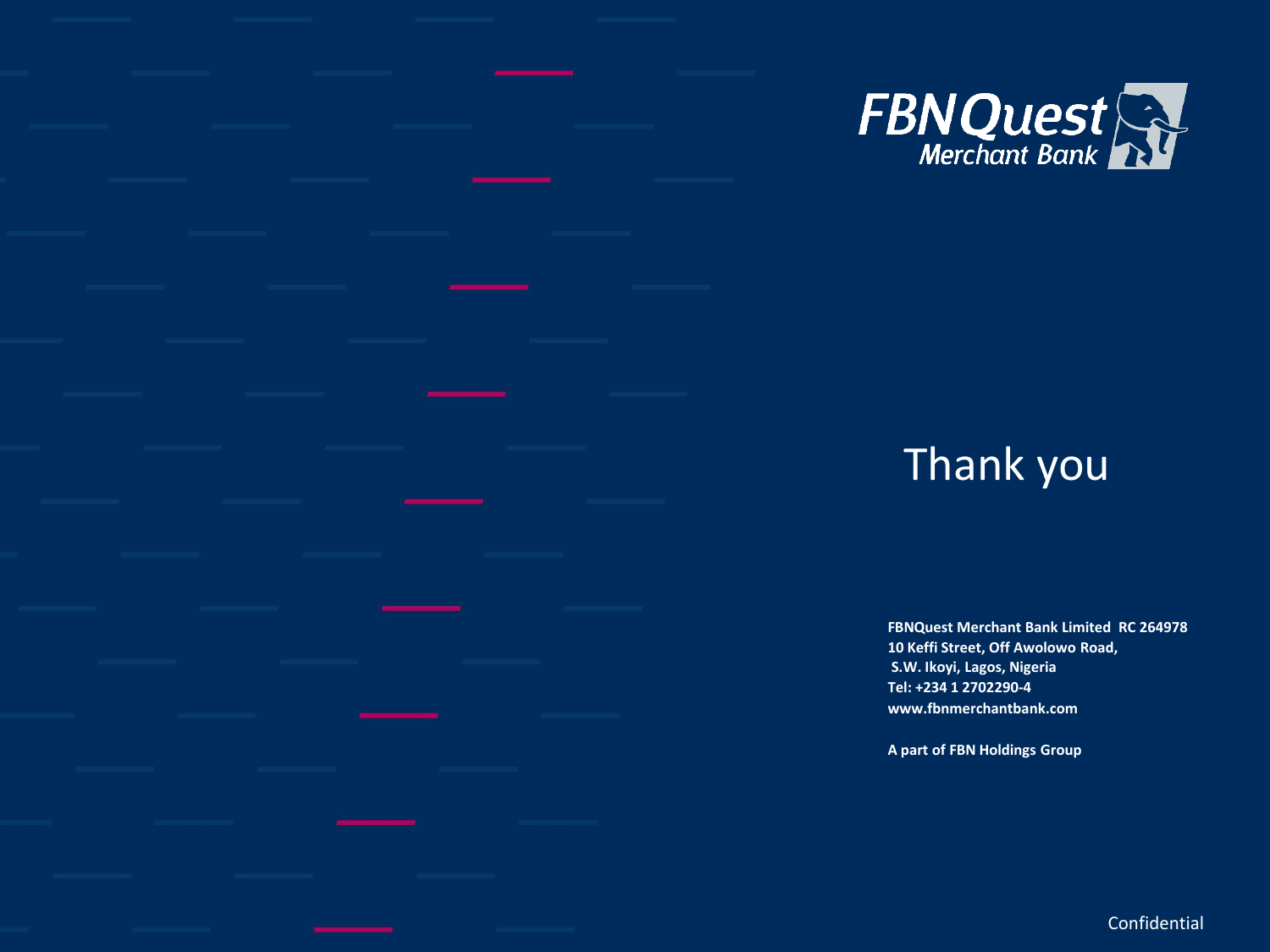FBNQuest Merchant Bank

# Thank you

**FBNQuest Merchant Bank Limited RC 264978**
**10 Keffi Street, Off Awolowo Road,**
**S.W. Ikoyi, Lagos, Nigeria**
**Tel: +234 1 2702290-4**
**www.fbnmerchantbank.com**

**A part of FBN Holdings Group**

Confidential